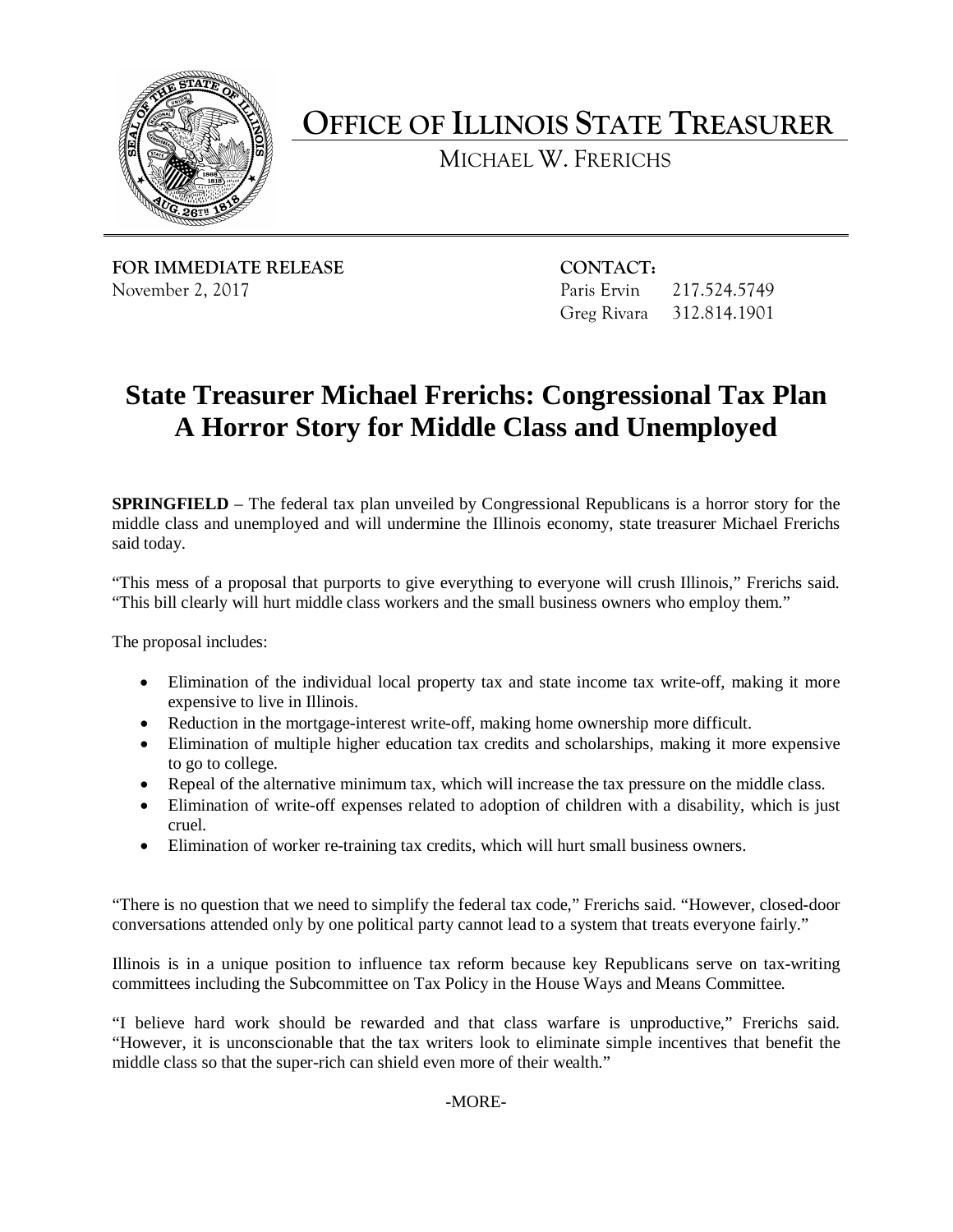# OFFICE OF ILLINOIS STATE TREASURER

MICHAEL W. FRERICHS

**FOR IMMEDIATE RELEASE**
November 2, 2017

**CONTACT:**
Paris Ervin 217.524.5749
Greg Rivara 312.814.1901

## State Treasurer Michael Frerichs: Congressional Tax Plan A Horror Story for Middle Class and Unemployed

**SPRINGFIELD** – The federal tax plan unveiled by Congressional Republicans is a horror story for the middle class and unemployed and will undermine the Illinois economy, state treasurer Michael Frerichs said today.

"This mess of a proposal that purports to give everything to everyone will crush Illinois," Frerichs said. "This bill clearly will hurt middle class workers and the small business owners who employ them."

The proposal includes:

- Elimination of the individual local property tax and state income tax write-off, making it more expensive to live in Illinois.
- Reduction in the mortgage-interest write-off, making home ownership more difficult.
- Elimination of multiple higher education tax credits and scholarships, making it more expensive to go to college.
- Repeal of the alternative minimum tax, which will increase the tax pressure on the middle class.
- Elimination of write-off expenses related to adoption of children with a disability, which is just cruel.
- Elimination of worker re-training tax credits, which will hurt small business owners.

"There is no question that we need to simplify the federal tax code," Frerichs said. "However, closed-door conversations attended only by one political party cannot lead to a system that treats everyone fairly."

Illinois is in a unique position to influence tax reform because key Republicans serve on tax-writing committees including the Subcommittee on Tax Policy in the House Ways and Means Committee.

"I believe hard work should be rewarded and that class warfare is unproductive," Frerichs said. "However, it is unconscionable that the tax writers look to eliminate simple incentives that benefit the middle class so that the super-rich can shield even more of their wealth."

-MORE-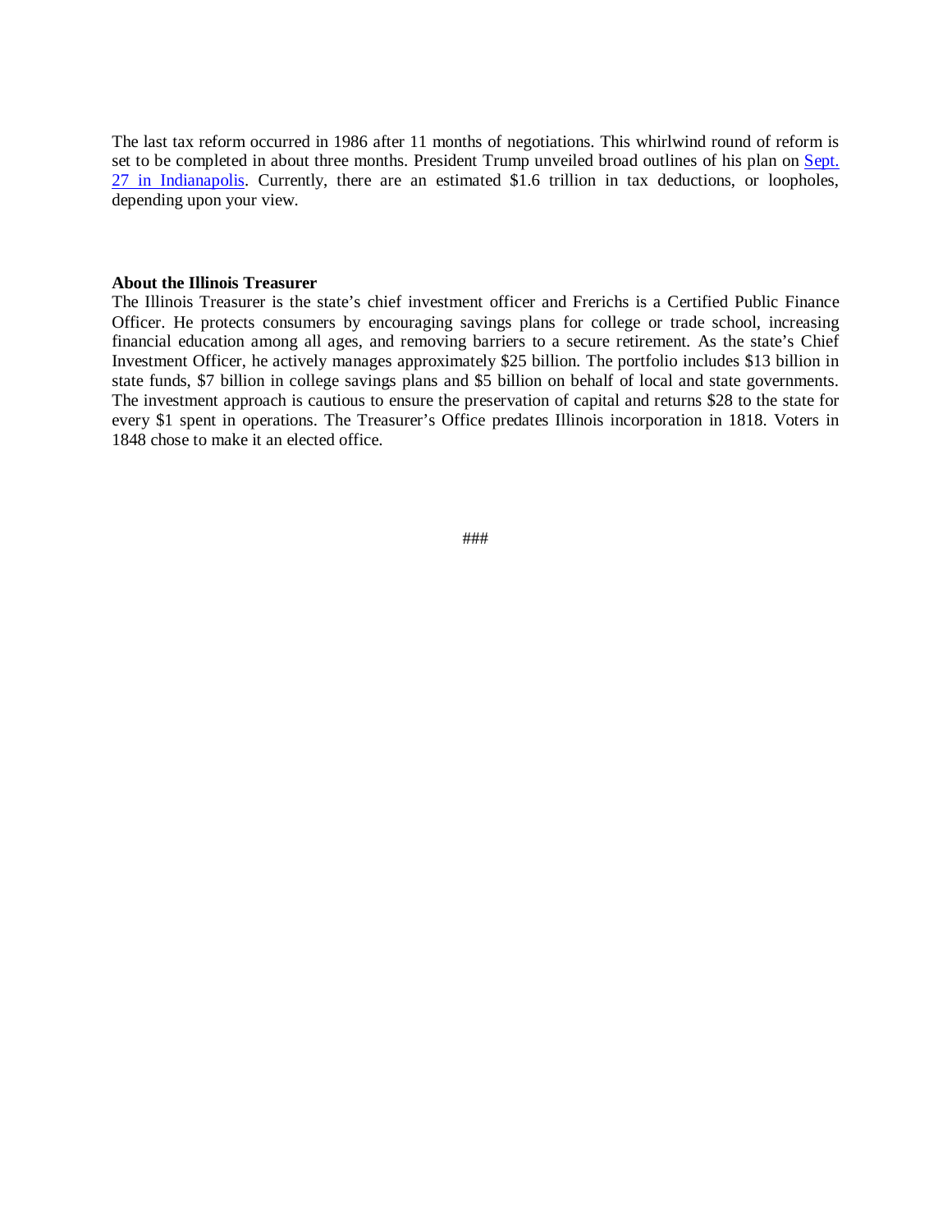The last tax reform occurred in 1986 after 11 months of negotiations. This whirlwind round of reform is set to be completed in about three months. President Trump unveiled broad outlines of his plan on Sept. 27 in Indianapolis. Currently, there are an estimated $1.6 trillion in tax deductions, or loopholes, depending upon your view.

**About the Illinois Treasurer**

The Illinois Treasurer is the state's chief investment officer and Frerichs is a Certified Public Finance Officer. He protects consumers by encouraging savings plans for college or trade school, increasing financial education among all ages, and removing barriers to a secure retirement. As the state's Chief Investment Officer, he actively manages approximately $25 billion. The portfolio includes $13 billion in state funds, $7 billion in college savings plans and $5 billion on behalf of local and state governments. The investment approach is cautious to ensure the preservation of capital and returns $28 to the state for every $1 spent in operations. The Treasurer's Office predates Illinois incorporation in 1818. Voters in 1848 chose to make it an elected office.

###